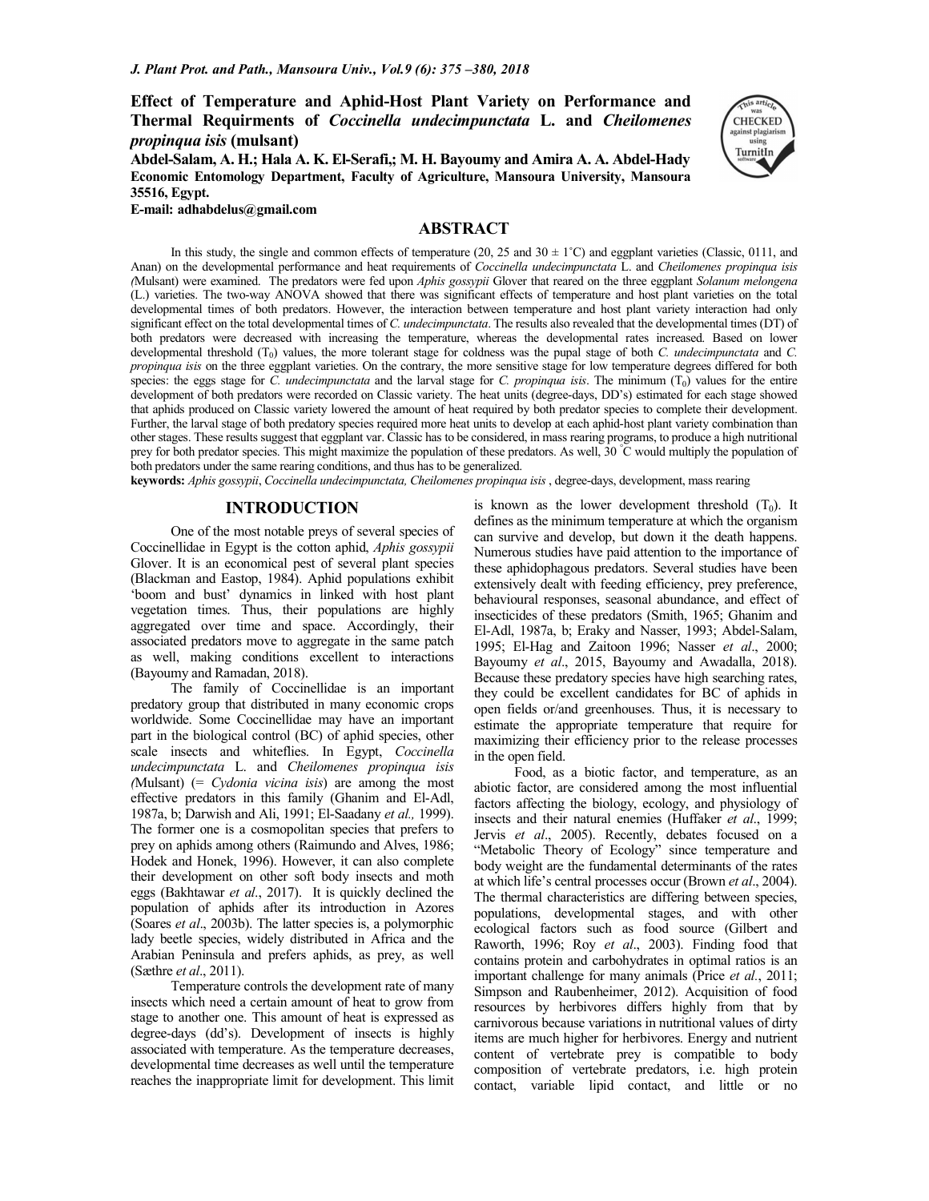# Effect of Temperature and Aphid-Host Plant Variety on Performance and Thermal Requirments of *Coccinella undecimpunctata* L. and *Cheilomenes propinqua isis* (mulsant)

**Abdel-Salam, A. H.; Hala A. K. El-Serafi,; M. H. Bayoumy and Amira A. A. Abdel-Hady**

**Economic Entomology Department, Faculty of Agriculture, Mansoura University, Mansoura 35516, Egypt.**

**E-mail: adhabdelus@gmail.com**

## ABSTRACT

In this study, the single and common effects of temperature (20, 25 and 30 ± 1°C) and eggplant varieties (Classic, 0111, and Anan) on the developmental performance and heat requirements of *Coccinella undecimpunctata* L. and *Cheilomenes propinqua isis (*Mulsant) were examined. The predators were fed upon *Aphis gossypii* Glover that reared on the three eggplant *Solanum melongena* (L.) varieties. The two-way ANOVA showed that there was significant effects of temperature and host plant varieties on the total developmental times of both predators. However, the interaction between temperature and host plant variety interaction had only significant effect on the total developmental times of *C. undecimpunctata*. The results also revealed that the developmental times (DT) of both predators were decreased with increasing the temperature, whereas the developmental rates increased. Based on lower developmental threshold ($T_0$) values, the more tolerant stage for coldness was the pupal stage of both *C. undecimpunctata* and *C. propinqua isis* on the three eggplant varieties. On the contrary, the more sensitive stage for low temperature degrees differed for both species: the eggs stage for *C. undecimpunctata* and the larval stage for *C. propinqua isis*. The minimum ($T_0$) values for the entire development of both predators were recorded on Classic variety. The heat units (degree-days, DD's) estimated for each stage showed that aphids produced on Classic variety lowered the amount of heat required by both predator species to complete their development. Further, the larval stage of both predatory species required more heat units to develop at each aphid-host plant variety combination than other stages. These results suggest that eggplant var. Classic has to be considered, in mass rearing programs, to produce a high nutritional prey for both predator species. This might maximize the population of these predators. As well, 30 °C would multiply the population of both predators under the same rearing conditions, and thus has to be generalized.

**keywords:** *Aphis gossypii*, *Coccinella undecimpunctata, Cheilomenes propinqua isis* , degree-days, development, mass rearing

## INTRODUCTION

One of the most notable preys of several species of Coccinellidae in Egypt is the cotton aphid, *Aphis gossypii* Glover. It is an economical pest of several plant species (Blackman and Eastop, 1984). Aphid populations exhibit 'boom and bust' dynamics in linked with host plant vegetation times. Thus, their populations are highly aggregated over time and space. Accordingly, their associated predators move to aggregate in the same patch as well, making conditions excellent to interactions (Bayoumy and Ramadan, 2018).

The family of Coccinellidae is an important predatory group that distributed in many economic crops worldwide. Some Coccinellidae may have an important part in the biological control (BC) of aphid species, other scale insects and whiteflies. In Egypt, *Coccinella undecimpunctata* L. and *Cheilomenes propinqua isis (*Mulsant) (= *Cydonia vicina isis*) are among the most effective predators in this family (Ghanim and El-Adl, 1987a, b; Darwish and Ali, 1991; El-Saadany *et al.,* 1999). The former one is a cosmopolitan species that prefers to prey on aphids among others (Raimundo and Alves, 1986; Hodek and Honek, 1996). However, it can also complete their development on other soft body insects and moth eggs (Bakhtawar *et al*., 2017). It is quickly declined the population of aphids after its introduction in Azores (Soares *et al*., 2003b). The latter species is, a polymorphic lady beetle species, widely distributed in Africa and the Arabian Peninsula and prefers aphids, as prey, as well (Sæthre *et al*., 2011).

Temperature controls the development rate of many insects which need a certain amount of heat to grow from stage to another one. This amount of heat is expressed as degree-days (dd's). Development of insects is highly associated with temperature. As the temperature decreases, developmental time decreases as well until the temperature reaches the inappropriate limit for development. This limit is known as the lower development threshold ($T_0$). It defines as the minimum temperature at which the organism can survive and develop, but down it the death happens. Numerous studies have paid attention to the importance of these aphidophagous predators. Several studies have been extensively dealt with feeding efficiency, prey preference, behavioural responses, seasonal abundance, and effect of insecticides of these predators (Smith, 1965; Ghanim and El-Adl, 1987a, b; Eraky and Nasser, 1993; Abdel-Salam, 1995; El-Hag and Zaitoon 1996; Nasser *et al*., 2000; Bayoumy *et al*., 2015, Bayoumy and Awadalla, 2018). Because these predatory species have high searching rates, they could be excellent candidates for BC of aphids in open fields or/and greenhouses. Thus, it is necessary to estimate the appropriate temperature that require for maximizing their efficiency prior to the release processes in the open field.

Food, as a biotic factor, and temperature, as an abiotic factor, are considered among the most influential factors affecting the biology, ecology, and physiology of insects and their natural enemies (Huffaker *et al*., 1999; Jervis *et al*., 2005). Recently, debates focused on a "Metabolic Theory of Ecology" since temperature and body weight are the fundamental determinants of the rates at which life's central processes occur (Brown *et al*., 2004). The thermal characteristics are differing between species, populations, developmental stages, and with other ecological factors such as food source (Gilbert and Raworth, 1996; Roy *et al*., 2003). Finding food that contains protein and carbohydrates in optimal ratios is an important challenge for many animals (Price *et al*., 2011; Simpson and Raubenheimer, 2012). Acquisition of food resources by herbivores differs highly from that by carnivorous because variations in nutritional values of dirty items are much higher for herbivores. Energy and nutrient content of vertebrate prey is compatible to body composition of vertebrate predators, i.e. high protein contact, variable lipid contact, and little or no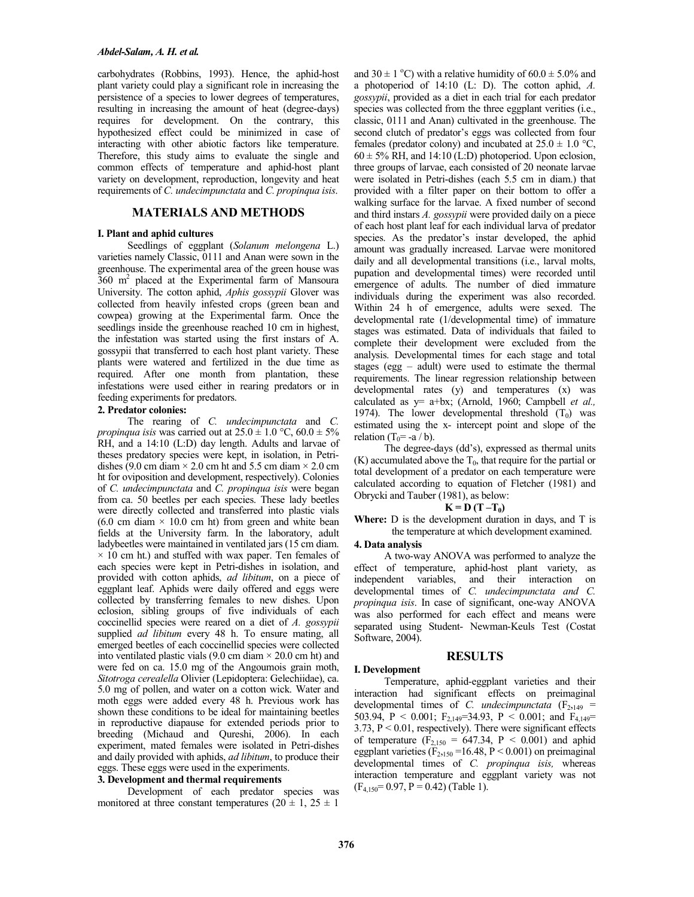carbohydrates (Robbins, 1993). Hence, the aphid-host plant variety could play a significant role in increasing the persistence of a species to lower degrees of temperatures, resulting in increasing the amount of heat (degree-days) requires for development. On the contrary, this hypothesized effect could be minimized in case of interacting with other abiotic factors like temperature. Therefore, this study aims to evaluate the single and common effects of temperature and aphid-host plant variety on development, reproduction, longevity and heat requirements of *C. undecimpunctata* and *C. propinqua isis*.

## MATERIALS AND METHODS

### I. Plant and aphid cultures

Seedlings of eggplant (*Solanum melongena* L.) varieties namely Classic, 0111 and Anan were sown in the greenhouse. The experimental area of the green house was 360 $m^2$ placed at the Experimental farm of Mansoura University. The cotton aphid, *Aphis gossypii* Glover was collected from heavily infested crops (green bean and cowpea) growing at the Experimental farm. Once the seedlings inside the greenhouse reached 10 cm in highest, the infestation was started using the first instars of A. gossypii that transferred to each host plant variety. These plants were watered and fertilized in the due time as required. After one month from plantation, these infestations were used either in rearing predators or in feeding experiments for predators.

### 2. Predator colonies:

The rearing of *C. undecimpunctata* and *C. propinqua isis* was carried out at 25.0 ± 1.0 °C, 60.0 ± 5% RH, and a 14:10 (L:D) day length. Adults and larvae of theses predatory species were kept, in isolation, in Petri-dishes (9.0 cm diam × 2.0 cm ht and 5.5 cm diam × 2.0 cm ht for oviposition and development, respectively). Colonies of *C. undecimpunctata* and *C. propinqua isis* were began from ca. 50 beetles per each species. These lady beetles were directly collected and transferred into plastic vials (6.0 cm diam × 10.0 cm ht) from green and white bean fields at the University farm. In the laboratory, adult ladybeetles were maintained in ventilated jars (15 cm diam. × 10 cm ht.) and stuffed with wax paper. Ten females of each species were kept in Petri-dishes in isolation, and provided with cotton aphids, *ad libitum*, on a piece of eggplant leaf. Aphids were daily offered and eggs were collected by transferring females to new dishes. Upon eclosion, sibling groups of five individuals of each coccinellid species were reared on a diet of *A. gossypii* supplied *ad libitum* every 48 h. To ensure mating, all emerged beetles of each coccinellid species were collected into ventilated plastic vials (9.0 cm diam × 20.0 cm ht) and were fed on ca. 15.0 mg of the Angoumois grain moth, *Sitotroga cerealella* Olivier (Lepidoptera: Gelechiidae), ca. 5.0 mg of pollen, and water on a cotton wick. Water and moth eggs were added every 48 h. Previous work has shown these conditions to be ideal for maintaining beetles in reproductive diapause for extended periods prior to breeding (Michaud and Qureshi, 2006). In each experiment, mated females were isolated in Petri-dishes and daily provided with aphids, *ad libitum*, to produce their eggs. These eggs were used in the experiments.

### 3. Development and thermal requirements

Development of each predator species was monitored at three constant temperatures (20 ± 1, 25 ± 1 and 30 ± 1 °C) with a relative humidity of 60.0 ± 5.0% and a photoperiod of 14:10 (L: D). The cotton aphid, *A. gossypii*, provided as a diet in each trial for each predator species was collected from the three eggplant verities (i.e., classic, 0111 and Anan) cultivated in the greenhouse. The second clutch of predator's eggs was collected from four females (predator colony) and incubated at 25.0 ± 1.0 °C, 60 ± 5% RH, and 14:10 (L:D) photoperiod. Upon eclosion, three groups of larvae, each consisted of 20 neonate larvae were isolated in Petri-dishes (each 5.5 cm in diam.) that provided with a filter paper on their bottom to offer a walking surface for the larvae. A fixed number of second and third instars *A. gossypii* were provided daily on a piece of each host plant leaf for each individual larva of predator species. As the predator's instar developed, the aphid amount was gradually increased. Larvae were monitored daily and all developmental transitions (i.e., larval molts, pupation and developmental times) were recorded until emergence of adults. The number of died immature individuals during the experiment was also recorded. Within 24 h of emergence, adults were sexed. The developmental rate (1/developmental time) of immature stages was estimated. Data of individuals that failed to complete their development were excluded from the analysis. Developmental times for each stage and total stages (egg – adult) were used to estimate the thermal requirements. The linear regression relationship between developmental rates (y) and temperatures (x) was calculated as y= a+bx; (Arnold, 1960; Campbell *et al.,* 1974). The lower developmental threshold ($T_0$) was estimated using the x- intercept point and slope of the relation ($T_0$= -a / b).

The degree-days (dd's), expressed as thermal units (K) accumulated above the $T_0$, that require for the partial or total development of a predator on each temperature were calculated according to equation of Fletcher (1981) and Obrycki and Tauber (1981), as below:

$$K = D\,(T - T_0)$$

**Where:** D is the development duration in days, and T is the temperature at which development examined.

### 4. Data analysis

A two-way ANOVA was performed to analyze the effect of temperature, aphid-host plant variety, as independent variables, and their interaction on developmental times of *C. undecimpunctata and C. propinqua isis*. In case of significant, one-way ANOVA was also performed for each effect and means were separated using Student- Newman-Keuls Test (Costat Software, 2004).

## RESULTS

### I. Development

Temperature, aphid-eggplant varieties and their interaction had significant effects on preimaginal developmental times of *C. undecimpunctata* ($F_{2,149}$ = 503.94, $P < 0.001$; $F_{2,149}$=34.93, $P < 0.001$; and $F_{4,149}$= 3.73, $P < 0.01$, respectively). There were significant effects of temperature ($F_{2,150}$ = 647.34, $P < 0.001$) and aphid eggplant varieties ($F_{2,150}$ =16.48, $P < 0.001$) on preimaginal developmental times of *C. propinqua isis,* whereas interaction temperature and eggplant variety was not ($F_{4,150}$= 0.97, $P = 0.42$) (Table 1).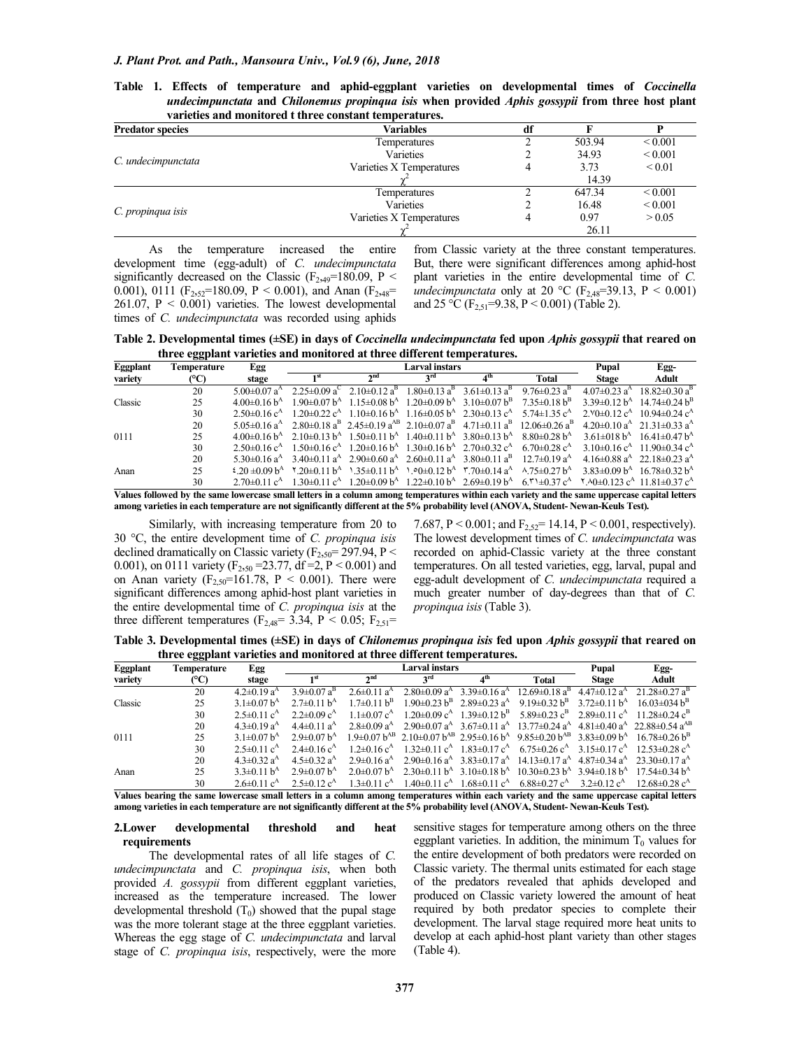**Table 1. Effects of temperature and aphid-eggplant varieties on developmental times of *Coccinella undecimpunctata* and *Chilonemus propinqua isis* when provided *Aphis gossypii* from three host plant varieties and monitored t three constant temperatures.**

| Predator species | Variables | df | F | P |
|---|---|---|---|---|
| *C. undecimpunctata* | Temperatures | 2 | 503.94 | < 0.001 |
| | Varieties | 2 | 34.93 | < 0.001 |
| | Varieties X Temperatures | 4 | 3.73 | < 0.01 |
| | $\chi^2$ | | 14.39 | |
| *C. propinqua isis* | Temperatures | 2 | 647.34 | < 0.001 |
| | Varieties | 2 | 16.48 | < 0.001 |
| | Varieties X Temperatures | 4 | 0.97 | > 0.05 |
| | $\chi^2$ | | 26.11 | |

As the temperature increased the entire development time (egg-adult) of *C. undecimpunctata* significantly decreased on the Classic ($F_{2,49}$=180.09, P < 0.001), 0111 ($F_{2,52}$=180.09, P < 0.001), and Anan ($F_{2,48}$= 261.07, P < 0.001) varieties. The lowest developmental times of *C. undecimpunctata* was recorded using aphids from Classic variety at the three constant temperatures. But, there were significant differences among aphid-host plant varieties in the entire developmental time of *C. undecimpunctata* only at 20 °C ($F_{2,48}$=39.13, P < 0.001) and 25 °C ($F_{2,51}$=9.38, P < 0.001) (Table 2).

**Table 2. Developmental times (±SE) in days of *Coccinella undecimpunctata* fed upon *Aphis gossypii* that reared on three eggplant varieties and monitored at three different temperatures.**

| Eggplant variety | Temperature (°C) | Egg stage | Larval instars 1st | 2nd | 3rd | 4th | Total | Pupal Stage | Egg-Adult |
|---|---|---|---|---|---|---|---|---|---|
| Classic | 20 | 5.00±0.07 a[A] | 2.25±0.09 a[C] | 2.10±0.12 a[B] | 1.80±0.13 a[B] | 3.61±0.13 a[B] | 9.76±0.23 a[B] | 4.07±0.23 a[A] | 18.82±0.30 a[B] |
| | 25 | 4.00±0.16 b[A] | 1.90±0.07 b[A] | 1.15±0.08 b[A] | 1.20±0.09 b[A] | 3.10±0.07 b[B] | 7.35±0.18 b[B] | 3.39±0.12 b[A] | 14.74±0.24 b[B] |
| | 30 | 2.50±0.16 c[A] | 1.20±0.22 c[A] | 1.10±0.16 b[A] | 1.16±0.05 b[A] | 2.30±0.13 c[A] | 5.74±1.35 c[A] | 2.٧0±0.12 c[A] | 10.94±0.24 c[A] |
| 0111 | 20 | 5.05±0.16 a[A] | 2.80±0.18 a[B] | 2.45±0.19 a[AB] | 2.10±0.07 a[B] | 4.71±0.11 a[B] | 12.06±0.26 a[B] | 4.20±0.10 a[A] | 21.31±0.33 a[A] |
| | 25 | 4.00±0.16 b[A] | 2.10±0.13 b[A] | 1.50±0.11 b[A] | 1.40±0.11 b[A] | 3.80±0.13 b[A] | 8.80±0.28 b[A] | 3.61±018 b[A] | 16.41±0.47 b[A] |
| | 30 | 2.50±0.16 c[A] | 1.50±0.16 c[A] | 1.20±0.16 b[A] | 1.30±0.16 b[A] | 2.70±0.32 c[A] | 6.70±0.28 c[A] | 3.10±0.16 c[A] | 11.90±0.34 c[A] |
| Anan | 20 | 5.30±0.16 a[A] | 3.40±0.11 a[A] | 2.90±0.60 a[A] | 2.60±0.11 a[A] | 3.80±0.11 a[B] | 12.7±0.19 a[A] | 4.16±0.88 a[A] | 22.18±0.23 a[A] |
| | 25 | ٤.20 ±0.09 b[A] | ٢.20±0.11 b[A] | ١.35±0.11 b[A] | ١.٥0±0.12 b[A] | ٣.70±0.14 a[A] | ٨.75±0.27 b[A] | 3.83±0.09 b[A] | 16.78±0.32 b[A] |
| | 30 | 2.70±0.11 c[A] | 1.30±0.11 c[A] | 1.20±0.09 b[A] | 1.22±0.10 b[A] | 2.69±0.19 b[A] | 6.٣١±0.37 c[A] | ٢.٨0±0.123 c[A] | 11.81±0.37 c[A] |

**Values followed by the same lowercase small letters in a column among temperatures within each variety and the same uppercase capital letters among varieties in each temperature are not significantly different at the 5% probability level (ANOVA, Student- Newan-Keuls Test).**

Similarly, with increasing temperature from 20 to 30 °C, the entire development time of *C. propinqua isis* declined dramatically on Classic variety ($F_{2,50}$= 297.94, P < 0.001), on 0111 variety ($F_{2,50}$ =23.77, df =2, P < 0.001) and on Anan variety ($F_{2,50}$=161.78, P < 0.001). There were significant differences among aphid-host plant varieties in the entire developmental time of *C. propinqua isis* at the three different temperatures ($F_{2,48}$= 3.34, P < 0.05; $F_{2,51}$= 7.687, P < 0.001; and $F_{2,52}$= 14.14, P < 0.001, respectively). The lowest development times of *C. undecimpunctata* was recorded on aphid-Classic variety at the three constant temperatures. On all tested varieties, egg, larval, pupal and egg-adult development of *C. undecimpunctata* required a much greater number of day-degrees than that of *C. propinqua isis* (Table 3).

**Table 3. Developmental times (±SE) in days of *Chilonemus propinqua isis* fed upon *Aphis gossypii* that reared on three eggplant varieties and monitored at three different temperatures.**

| Eggplant variety | Temperature (°C) | Egg stage | Larval instars 1st | 2nd | 3rd | 4th | Total | Pupal Stage | Egg-Adult |
|---|---|---|---|---|---|---|---|---|---|
| Classic | 20 | 4.2±0.19 a[A] | 3.9±0.07 a[B] | 2.6±0.11 a[A] | 2.80±0.09 a[A] | 3.39±0.16 a[A] | 12.69±0.18 a[B] | 4.47±0.12 a[A] | 21.28±0.27 a[B] |
| | 25 | 3.1±0.07 b[A] | 2.7±0.11 b[A] | 1.7±0.11 b[B] | 1.90±0.23 b[B] | 2.89±0.23 a[A] | 9.19±0.32 b[B] | 3.72±0.11 b[A] | 16.03±034 b[B] |
| | 30 | 2.5±0.11 c[A] | 2.2±0.09 c[A] | 1.1±0.07 c[A] | 1.20±0.09 c[A] | 1.39±0.12 b[B] | 5.89±0.23 c[B] | 2.89±0.11 c[A] | 11.28±0.24 c[B] |
| 0111 | 20 | 4.3±0.19 a[A] | 4.4±0.11 a[A] | 2.8±0.09 a[A] | 2.90±0.07 a[A] | 3.67±0.11 a[A] | 13.77±0.24 a[A] | 4.81±0.40 a[A] | 22.88±0.54 a[AB] |
| | 25 | 3.1±0.07 b[A] | 2.9±0.07 b[A] | 1.9±0.07 b[AB] | 2.10±0.07 b[AB] | 2.95±0.16 b[A] | 9.85±0.20 b[AB] | 3.83±0.09 b[A] | 16.78±0.26 b[B] |
| | 30 | 2.5±0.11 c[A] | 2.4±0.16 c[A] | 1.2±0.16 c[A] | 1.32±0.11 c[A] | 1.83±0.17 c[A] | 6.75±0.26 c[A] | 3.15±0.17 c[A] | 12.53±0.28 c[A] |
| Anan | 20 | 4.3±0.32 a[A] | 4.5±0.32 a[A] | 2.9±0.16 a[A] | 2.90±0.16 a[A] | 3.83±0.17 a[A] | 14.13±0.17 a[A] | 4.87±0.34 a[A] | 23.30±0.17 a[A] |
| | 25 | 3.3±0.11 b[A] | 2.9±0.07 b[A] | 2.0±0.07 b[A] | 2.30±0.11 b[A] | 3.10±0.18 b[A] | 10.30±0.23 b[A] | 3.94±0.18 b[A] | 17.54±0.34 b[A] |
| | 30 | 2.6±0.11 c[A] | 2.5±0.12 c[A] | 1.3±0.11 c[A] | 1.40±0.11 c[A] | 1.68±0.11 c[A] | 6.88±0.27 c[A] | 3.2±0.12 c[A] | 12.68±0.28 c[A] |

**Values bearing the same lowercase small letters in a column among temperatures within each variety and the same uppercase capital letters among varieties in each temperature are not significantly different at the 5% probability level (ANOVA, Student- Newan-Keuls Test).**

## 2.Lower developmental threshold and heat requirements

The developmental rates of all life stages of *C. undecimpunctata* and *C. propinqua isis*, when both provided *A. gossypii* from different eggplant varieties, increased as the temperature increased. The lower developmental threshold ($T_0$) showed that the pupal stage was the more tolerant stage at the three eggplant varieties. Whereas the egg stage of *C. undecimpunctata* and larval stage of *C. propinqua isis*, respectively, were the more sensitive stages for temperature among others on the three eggplant varieties. In addition, the minimum $T_0$ values for the entire development of both predators were recorded on Classic variety. The thermal units estimated for each stage of the predators revealed that aphids developed and produced on Classic variety lowered the amount of heat required by both predator species to complete their development. The larval stage required more heat units to develop at each aphid-host plant variety than other stages (Table 4).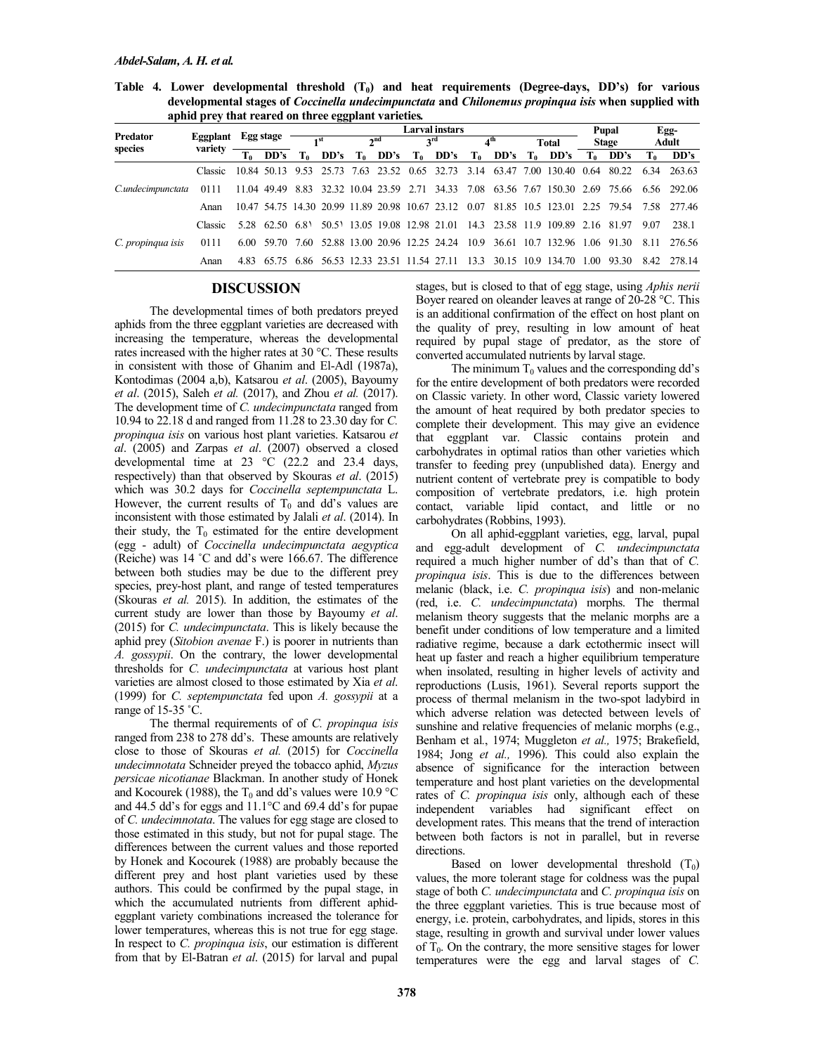**Table 4. Lower developmental threshold ($T_0$) and heat requirements (Degree-days, DD's) for various developmental stages of *Coccinella undecimpunctata* and *Chilonemus propinqua isis* when supplied with aphid prey that reared on three eggplant varieties.**

| Predator species | Eggplant variety | Egg stage | | Larval instars | | | | | | | | | | Pupal Stage | | Egg-Adult | |
|---|---|---|---|---|---|---|---|---|---|---|---|---|---|---|---|---|---|
| | | | | 1st | | 2nd | | 3rd | | 4th | | Total | | | | | |
| | | $T_0$ | DD's | $T_0$ | DD's | $T_0$ | DD's | $T_0$ | DD's | $T_0$ | DD's | $T_0$ | DD's | $T_0$ | DD's | $T_0$ | DD's |
| *C.undecimpunctata* | Classic | 10.84 | 50.13 | 9.53 | 25.73 | 7.63 | 23.52 | 0.65 | 32.73 | 3.14 | 63.47 | 7.00 | 130.40 | 0.64 | 80.22 | 6.34 | 263.63 |
| | 0111 | 11.04 | 49.49 | 8.83 | 32.32 | 10.04 | 23.59 | 2.71 | 34.33 | 7.08 | 63.56 | 7.67 | 150.30 | 2.69 | 75.66 | 6.56 | 292.06 |
| | Anan | 10.47 | 54.75 | 14.30 | 20.99 | 11.89 | 20.98 | 10.67 | 23.12 | 0.07 | 81.85 | 10.5 | 123.01 | 2.25 | 79.54 | 7.58 | 277.46 |
| *C. propinqua isis* | Classic | 5.28 | 62.50 | 6.81 | 50.51 | 13.05 | 19.08 | 12.98 | 21.01 | 14.3 | 23.58 | 11.9 | 109.89 | 2.16 | 81.97 | 9.07 | 238.1 |
| | 0111 | 6.00 | 59.70 | 7.60 | 52.88 | 13.00 | 20.96 | 12.25 | 24.24 | 10.9 | 36.61 | 10.7 | 132.96 | 1.06 | 91.30 | 8.11 | 276.56 |
| | Anan | 4.83 | 65.75 | 6.86 | 56.53 | 12.33 | 23.51 | 11.54 | 27.11 | 13.3 | 30.15 | 10.9 | 134.70 | 1.00 | 93.30 | 8.42 | 278.14 |

## DISCUSSION

The developmental times of both predators preyed aphids from the three eggplant varieties are decreased with increasing the temperature, whereas the developmental rates increased with the higher rates at 30 °C. These results in consistent with those of Ghanim and El-Adl (1987a), Kontodimas (2004 a,b), Katsarou *et al*. (2005), Bayoumy *et al*. (2015), Saleh *et al.* (2017), and Zhou *et al.* (2017). The development time of *C. undecimpunctata* ranged from 10.94 to 22.18 d and ranged from 11.28 to 23.30 day for *C. propinqua isis* on various host plant varieties. Katsarou *et al*. (2005) and Zarpas *et al*. (2007) observed a closed developmental time at 23 °C (22.2 and 23.4 days, respectively) than that observed by Skouras *et al*. (2015) which was 30.2 days for *Coccinella septempunctata* L. However, the current results of $T_0$ and dd's values are inconsistent with those estimated by Jalali *et al*. (2014). In their study, the $T_0$ estimated for the entire development (egg - adult) of *Coccinella undecimpunctata aegyptica* (Reiche) was 14 ˚C and dd's were 166.67. The difference between both studies may be due to the different prey species, prey-host plant, and range of tested temperatures (Skouras *et al.* 2015). In addition, the estimates of the current study are lower than those by Bayoumy *et al*. (2015) for *C. undecimpunctata*. This is likely because the aphid prey (*Sitobion avenae* F.) is poorer in nutrients than *A. gossypii*. On the contrary, the lower developmental thresholds for *C. undecimpunctata* at various host plant varieties are almost closed to those estimated by Xia *et al.* (1999) for *C. septempunctata* fed upon *A. gossypii* at a range of 15-35 ˚C.

The thermal requirements of of *C. propinqua isis* ranged from 238 to 278 dd's. These amounts are relatively close to those of Skouras *et al.* (2015) for *Coccinella undecimnotata* Schneider preyed the tobacco aphid, *Myzus persicae nicotianae* Blackman. In another study of Honek and Kocourek (1988), the $T_0$ and dd's values were 10.9 °C and 44.5 dd's for eggs and 11.1°C and 69.4 dd's for pupae of *C. undecimnotata*. The values for egg stage are closed to those estimated in this study, but not for pupal stage. The differences between the current values and those reported by Honek and Kocourek (1988) are probably because the different prey and host plant varieties used by these authors. This could be confirmed by the pupal stage, in which the accumulated nutrients from different aphid-eggplant variety combinations increased the tolerance for lower temperatures, whereas this is not true for egg stage. In respect to *C. propinqua isis*, our estimation is different from that by El-Batran *et al*. (2015) for larval and pupal stages, but is closed to that of egg stage, using *Aphis nerii* Boyer reared on oleander leaves at range of 20-28 °C. This is an additional confirmation of the effect on host plant on the quality of prey, resulting in low amount of heat required by pupal stage of predator, as the store of converted accumulated nutrients by larval stage.

The minimum $T_0$ values and the corresponding dd's for the entire development of both predators were recorded on Classic variety. In other word, Classic variety lowered the amount of heat required by both predator species to complete their development. This may give an evidence that eggplant var. Classic contains protein and carbohydrates in optimal ratios than other varieties which transfer to feeding prey (unpublished data). Energy and nutrient content of vertebrate prey is compatible to body composition of vertebrate predators, i.e. high protein contact, variable lipid contact, and little or no carbohydrates (Robbins, 1993).

On all aphid-eggplant varieties, egg, larval, pupal and egg-adult development of *C. undecimpunctata* required a much higher number of dd's than that of *C. propinqua isis*. This is due to the differences between melanic (black, i.e. *C. propinqua isis*) and non-melanic (red, i.e. *C. undecimpunctata*) morphs. The thermal melanism theory suggests that the melanic morphs are a benefit under conditions of low temperature and a limited radiative regime, because a dark ectothermic insect will heat up faster and reach a higher equilibrium temperature when insolated, resulting in higher levels of activity and reproductions (Lusis, 1961). Several reports support the process of thermal melanism in the two-spot ladybird in which adverse relation was detected between levels of sunshine and relative frequencies of melanic morphs (e.g., Benham et al., 1974; Muggleton *et al.,* 1975; Brakefield, 1984; Jong *et al.,* 1996). This could also explain the absence of significance for the interaction between temperature and host plant varieties on the developmental rates of *C. propinqua isis* only, although each of these independent variables had significant effect on development rates. This means that the trend of interaction between both factors is not in parallel, but in reverse directions.

Based on lower developmental threshold ($T_0$) values, the more tolerant stage for coldness was the pupal stage of both *C. undecimpunctata* and *C. propinqua isis* on the three eggplant varieties. This is true because most of energy, i.e. protein, carbohydrates, and lipids, stores in this stage, resulting in growth and survival under lower values of $T_0$. On the contrary, the more sensitive stages for lower temperatures were the egg and larval stages of *C.*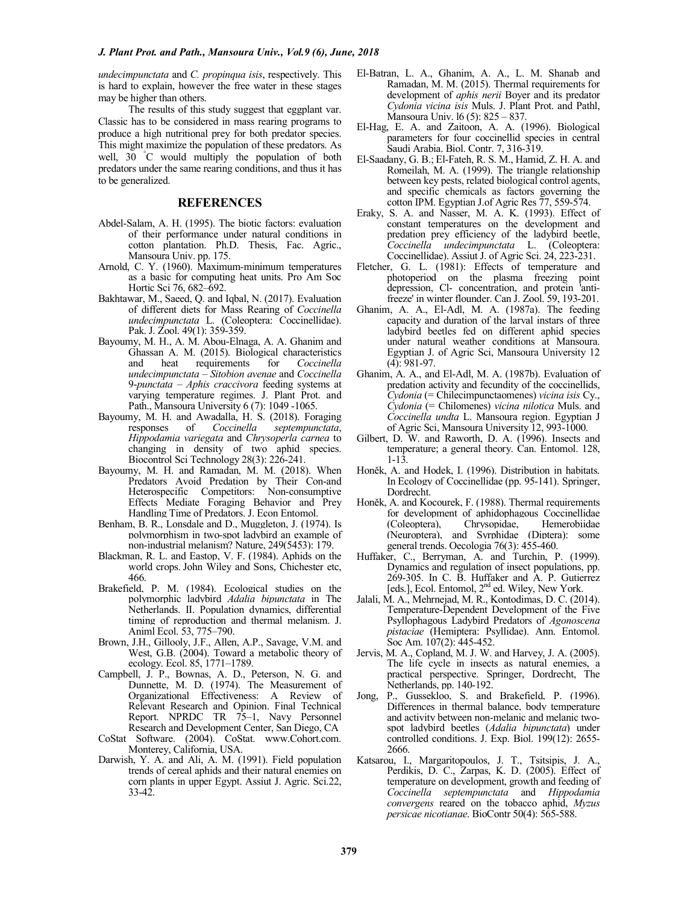*undecimpunctata* and *C. propinqua isis*, respectively. This is hard to explain, however the free water in these stages may be higher than others.

The results of this study suggest that eggplant var. Classic has to be considered in mass rearing programs to produce a high nutritional prey for both predator species. This might maximize the population of these predators. As well, 30 °C would multiply the population of both predators under the same rearing conditions, and thus it has to be generalized.

## REFERENCES

Abdel-Salam, A. H. (1995). The biotic factors: evaluation of their performance under natural conditions in cotton plantation. Ph.D. Thesis, Fac. Agric., Mansoura Univ. pp. 175.

Arnold, C. Y. (1960). Maximum-minimum temperatures as a basic for computing heat units. Pro Am Soc Hortic Sci 76, 682–692.

Bakhtawar, M., Saeed, Q. and Iqbal, N. (2017). Evaluation of different diets for Mass Rearing of *Coccinella undecimpunctata* L. (Coleoptera: Coccinellidae). Pak. J. Zool. 49(1): 359-359.

Bayoumy, M. H., A. M. Abou-Elnaga, A. A. Ghanim and Ghassan A. M. (2015). Biological characteristics and heat requirements for *Coccinella undecimpunctata – Sitobion avenae* and *Coccinella* 9*-punctata – Aphis craccivora* feeding systems at varying temperature regimes. J. Plant Prot. and Path., Mansoura University 6 (7): 1049 -1065.

Bayoumy, M. H. and Awadalla, H. S. (2018). Foraging responses of *Coccinella septempunctata*, *Hippodamia variegata* and *Chrysoperla carnea* to changing in density of two aphid species. Biocontrol Sci Technology 28(3): 226-241.

Bayoumy, M. H. and Ramadan, M. M. (2018). When Predators Avoid Predation by Their Con-and Heterospecific Competitors: Non-consumptive Effects Mediate Foraging Behavior and Prey Handling Time of Predators. J. Econ Entomol.

Benham, B. R., Lonsdale and D., Muggleton, J. (1974). Is polymorphism in two-spot ladybird an example of non-industrial melanism? Nature, 249(5453): 179.

Blackman, R. L. and Eastop, V. F. (1984). Aphids on the world crops. John Wiley and Sons, Chichester etc, 466.

Brakefield, P. M. (1984). Ecological studies on the polymorphic ladybird *Adalia bipunctata* in The Netherlands. II. Population dynamics, differential timing of reproduction and thermal melanism. J. Animl Ecol. 53, 775–790.

Brown, J.H., Gillooly, J.F., Allen, A.P., Savage, V.M. and West, G.B. (2004). Toward a metabolic theory of ecology. Ecol. 85, 1771–1789.

Campbell, J. P., Bownas, A. D., Peterson, N. G. and Dunnette, M. D. (1974). The Measurement of Organizational Effectiveness: A Review of Relevant Research and Opinion. Final Technical Report. NPRDC TR 75–1, Navy Personnel Research and Development Center, San Diego, CA

CoStat Software. (2004). CoStat. www.Cohort.com. Monterey, California, USA.

Darwish, Y. A. and Ali, A. M. (1991). Field population trends of cereal aphids and their natural enemies on corn plants in upper Egypt. Assiut J. Agric. Sci.22, 33-42.

El-Batran, L. A., Ghanim, A. A., L. M. Shanab and Ramadan, M. M. (2015). Thermal requirements for development of *aphis nerii* Boyer and its predator *Cydonia vicina isis* Muls. J. Plant Prot. and Pathl, Mansoura Univ. l6 (5): 825 – 837.

El-Hag, E. A. and Zaitoon, A. A. (1996). Biological parameters for four coccinellid species in central Saudi Arabia. Biol. Contr. 7, 316-319.

El-Saadany, G. B.; El-Fateh, R. S. M., Hamid, Z. H. A. and Romeilah, M. A. (1999). The triangle relationship between key pests, related biological control agents, and specific chemicals as factors governing the cotton IPM. Egyptian J.of Agric Res 77, 559-574.

Eraky, S. A. and Nasser, M. A. K. (1993). Effect of constant temperatures on the development and predation prey efficiency of the ladybird beetle, *Coccinella undecimpunctata* L. (Coleoptera: Coccinellidae). Assiut J. of Agric Sci. 24, 223-231.

Fletcher, G. L. (1981): Effects of temperature and photoperiod on the plasma freezing point depression, Cl- concentration, and protein 'anti-freeze' in winter flounder. Can J. Zool. 59, 193-201.

Ghanim, A. A., El-Adl, M. A. (1987a). The feeding capacity and duration of the larval instars of three ladybird beetles fed on different aphid species under natural weather conditions at Mansoura. Egyptian J. of Agric Sci, Mansoura University 12 (4): 981-97.

Ghanim, A. A., and El-Adl, M. A. (1987b). Evaluation of predation activity and fecundity of the coccinellids, *Cydonia* (= Chilecimpunctaomenes) *vicina isis* Cy., *Cydonia* (= Chilomenes) *vicina nilotica* Muls. and *Coccinella undta* L. Mansoura region. Egyptian J of Agric Sci, Mansoura University 12, 993-1000.

Gilbert, D. W. and Raworth, D. A. (1996). Insects and temperature; a general theory. Can. Entomol. 128, 1-13.

Honěk, A. and Hodek, I. (1996). Distribution in habitats. In Ecology of Coccinellidae (pp. 95-141). Springer, Dordrecht.

Honěk, A. and Kocourek, F. (1988). Thermal requirements for development of aphidophagous Coccinellidae (Coleoptera), Chrysopidae, Hemerobiidae (Neuroptera), and Syrphidae (Diptera): some general trends. Oecologia 76(3): 455-460.

Huffaker, C., Berryman, A. and Turchin, P. (1999). Dynamics and regulation of insect populations, pp. 269-305. In C. B. Huffaker and A. P. Gutierrez [eds.], Ecol. Entomol, 2nd ed. Wiley, New York.

Jalali, M. A., Mehrnejad, M. R., Kontodimas, D. C. (2014). Temperature-Dependent Development of the Five Psyllophagous Ladybird Predators of *Agonoscena pistaciae* (Hemiptera: Psyllidae). Ann. Entomol. Soc Am. 107(2): 445-452.

Jervis, M. A., Copland, M. J. W. and Harvey, J. A. (2005). The life cycle in insects as natural enemies, a practical perspective. Springer, Dordrecht, The Netherlands, pp. 140-192.

Jong, P., Gussekloo, S. and Brakefield, P. (1996). Differences in thermal balance, body temperature and activity between non-melanic and melanic two-spot ladybird beetles (*Adalia bipunctata*) under controlled conditions. J. Exp. Biol. 199(12): 2655-2666.

Katsarou, I., Margaritopoulos, J. T., Tsitsipis, J. A., Perdikis, D. C., Zarpas, K. D. (2005). Effect of temperature on development, growth and feeding of *Coccinella septempunctata* and *Hippodamia convergens* reared on the tobacco aphid, *Myzus persicae nicotianae*. BioContr 50(4): 565-588.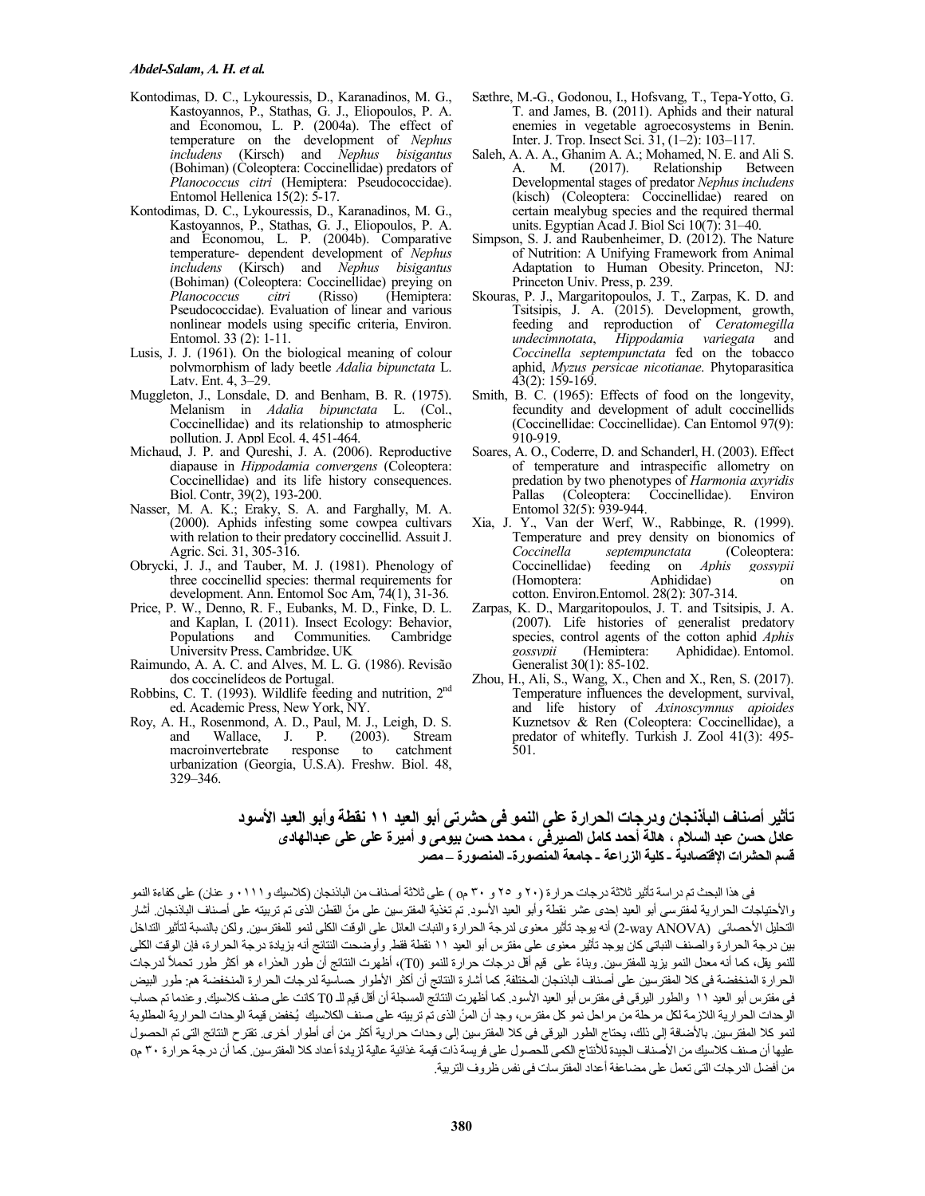Kontodimas, D. C., Lykouressis, D., Karanadinos, M. G., Kastoyannos, P., Stathas, G. J., Eliopoulos, P. A. and Economou, L. P. (2004a). The effect of temperature on the development of *Nephus includens* (Kirsch) and *Nephus bisigantus* (Bohiman) (Coleoptera: Coccinellidae) predators of *Planococcus citri* (Hemiptera: Pseudococcidae). Entomol Hellenica 15(2): 5-17.

Kontodimas, D. C., Lykouressis, D., Karanadinos, M. G., Kastoyannos, P., Stathas, G. J., Eliopoulos, P. A. and Economou, L. P. (2004b). Comparative temperature- dependent development of *Nephus includens* (Kirsch) and *Nephus bisigantus* (Bohiman) (Coleoptera: Coccinellidae) preying on *Planococcus citri* (Risso) (Hemiptera: Pseudococcidae). Evaluation of linear and various nonlinear models using specific criteria, Environ. Entomol. 33 (2): 1-11.

Lusis, J. J. (1961). On the biological meaning of colour polymorphism of lady beetle *Adalia bipunctata* L. Latv. Ent. 4, 3–29.

Muggleton, J., Lonsdale, D. and Benham, B. R. (1975). Melanism in *Adalia bipunctata* L. (Col., Coccinellidae) and its relationship to atmospheric pollution. J. Appl Ecol. 4, 451-464.

Michaud, J. P. and Qureshi, J. A. (2006). Reproductive diapause in *Hippodamia convergens* (Coleoptera: Coccinellidae) and its life history consequences. Biol. Contr, 39(2), 193-200.

Nasser, M. A. K.; Eraky, S. A. and Farghally, M. A. (2000). Aphids infesting some cowpea cultivars with relation to their predatory coccinellid. Assuit J. Agric. Sci. 31, 305-316.

Obrycki, J. J., and Tauber, M. J. (1981). Phenology of three coccinellid species: thermal requirements for development. Ann. Entomol Soc Am, 74(1), 31-36.

Price, P. W., Denno, R. F., Eubanks, M. D., Finke, D. L. and Kaplan, I. (2011). Insect Ecology: Behavior, Populations and Communities. Cambridge University Press, Cambridge, UK

Raimundo, A. A. C. and Alves, M. L. G. (1986). Revisão dos coccinelídeos de Portugal.

Robbins, C. T. (1993). Wildlife feeding and nutrition, 2nd ed. Academic Press, New York, NY.

Roy, A. H., Rosenmond, A. D., Paul, M. J., Leigh, D. S. and Wallace, J. P. (2003). Stream macroinvertebrate response to catchment urbanization (Georgia, U.S.A). Freshw. Biol. 48, 329–346.

Sæthre, M.-G., Godonou, I., Hofsvang, T., Tepa-Yotto, G. T. and James, B. (2011). Aphids and their natural enemies in vegetable agroecosystems in Benin. Inter. J. Trop. Insect Sci. 31, (1–2): 103–117.

Saleh, A. A. A., Ghanim A. A.; Mohamed, N. E. and Ali S. A. M. (2017). Relationship Between Developmental stages of predator *Nephus includens* (kisch) (Coleoptera: Coccinellidae) reared on certain mealybug species and the required thermal units. Egyptian Acad J. Biol Sci 10(7): 31–40.

Simpson, S. J. and Raubenheimer, D. (2012). The Nature of Nutrition: A Unifying Framework from Animal Adaptation to Human Obesity. Princeton, NJ: Princeton Univ. Press, p. 239.

Skouras, P. J., Margaritopoulos, J. T., Zarpas, K. D. and Tsitsipis, J. A. (2015). Development, growth, feeding and reproduction of *Ceratomegilla undecimnotata*, *Hippodamia variegata* and *Coccinella septempunctata* fed on the tobacco aphid, *Myzus persicae nicotianae*. Phytoparasitica 43(2): 159-169.

Smith, B. C. (1965): Effects of food on the longevity, fecundity and development of adult coccinellids (Coccinellidae: Coccinellidae). Can Entomol 97(9): 910-919.

Soares, A. O., Coderre, D. and Schanderl, H. (2003). Effect of temperature and intraspecific allometry on predation by two phenotypes of *Harmonia axyridis* Pallas (Coleoptera: Coccinellidae). Environ Entomol 32(5): 939-944.

Xia, J. Y., Van der Werf, W., Rabbinge, R. (1999). Temperature and prey density on bionomics of *Coccinella septempunctata* (Coleoptera: Coccinellidae) feeding on *Aphis gossypii* (Homoptera: Aphididae) on cotton. Environ.Entomol. 28(2): 307-314.

Zarpas, K. D., Margaritopoulos, J. T. and Tsitsipis, J. A. (2007). Life histories of generalist predatory species, control agents of the cotton aphid *Aphis gossypii* (Hemiptera: Aphididae). Entomol. Generalist 30(1): 85-102.

Zhou, H., Ali, S., Wang, X., Chen and X., Ren, S. (2017). Temperature influences the development, survival, and life history of *Axinoscymnus apioides* Kuznetsov & Ren (Coleoptera: Coccinellidae), a predator of whitefly. Turkish J. Zool 41(3): 495-501.

# تأثير أصناف البأذنجان ودرجات الحرارة على النمو فى حشرتى أبو العيد ١١ نقطة وأبو العيد الأسود

**عادل حسن عبد السلام ، هالة أحمد كامل الصيرفى ، محمد حسن بيومى و أميرة على على عبدالهادى**

**قسم الحشرات الإقتصادية - كلية الزراعة - جامعة المنصورة- المنصورة – مصر**

فى هذا البحث تم دراسة تأثير ثلاثة درجات حرارة (٢٠ و ٢٥ و ٣٠ مo ) على ثلاثة أصناف من الباذنجان (كلاسيك و٠١١١ و عنان) على كفاءة النمو والأحتياجات الحرارية لمفترسى أبو العيد إحدى عشر نقطة وأبو العيد الأسود. تم تغذية المفترسين على منّ القطن الذى تم تربيته على أصناف الباذنجان. أشار التحليل الأحصائى (2-way ANOVA) أنه يوجد تأثير معنوى لدرجة الحرارة والنبات العائل على الوقت الكلى لنمو للمفترسين. ولكن بالنسبة لتأثير التداخل بين درجة الحرارة والصنف النباتى كان يوجد تأثير معنوى على مفترس أبو العيد ١١ نقطة فقط. وأوضحت النتائج أنه بزيادة درجة الحرارة، فإن الوقت الكلى للنمو يقل، كما أنه معدل النمو يزيد للمفترسين. وبناءً على قيم أقل درجات حرارة للنمو (T0)، أظهرت النتائج أن طور العذراء هو أكثر طور تحملاً لدرجات الحرارة المنخفضة فى كلا المفترسين على أصناف الباذنجان المختلفة. كما أشارة النتائج أن أكثر الأطوار حساسية لدرجات الحرارة المنخفضة هم: طور البيض فى مفترس أبو العيد ١١ والطور اليرقى فى مفترس أبو العيد الأسود. كما أظهرت النتائج المسجلة أن أقل قيم لـ T0 كانت على صنف كلاسيك. وعندما تم حساب الوحدات الحرارية اللازمة لكل مرحلة من مراحل نمو كل مفترس، وجد أن المنّ الذى تم تربيته على صنف الكلاسيك يُخفض قيمة الوحدات الحرارية المطلوبة لنمو كلا المفترسين. بالأضافة إلى ذلك، يحتاج الطور اليرقى فى كلا المفترسين إلى وحدات حرارية أكثر من أى أطوار أخرى. تقترح النتائج التى تم الحصول عليها أن صنف كلاسيك من الأصناف الجيدة للأنتاج الكمى للحصول على فريسة ذات قيمة غذائية عالية لزيادة أعداد كلا المفترسين. كما أن درجة حرارة ٣٠ مo من أفضل الدرجات التى تعمل على مضاعفة أعداد المفترسات فى نفس ظروف التربية.